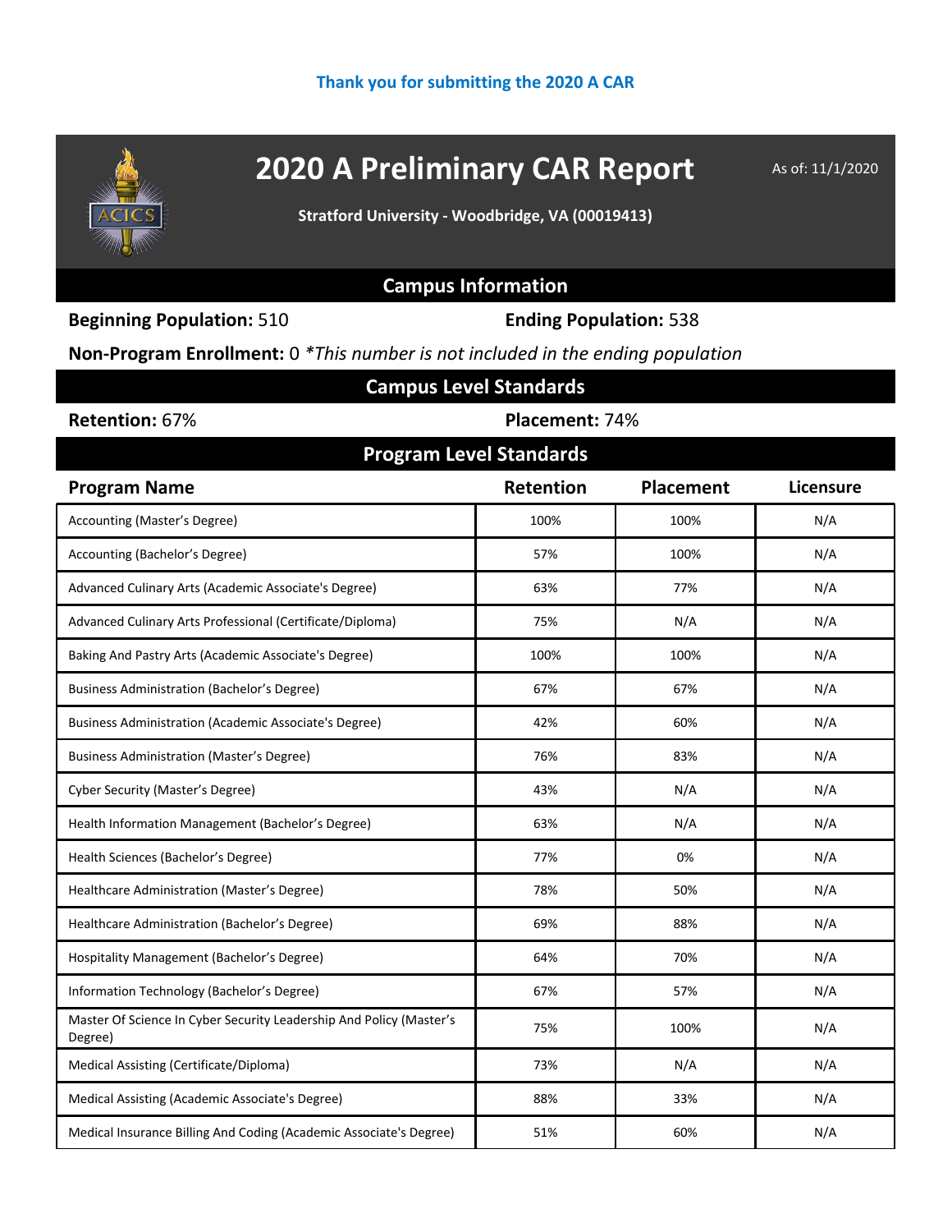Thank you for submitting the 2020 A CAR

# 2020 A Preliminary CAR Report

As of: 11/1/2020

**Stratford University - Woodbridge, VA (00019413)**

## Campus Information

**Beginning Population:** 510

**Ending Population:** 538

**Non-Program Enrollment:** 0 *\*This number is not included in the ending population*

## Campus Level Standards

**Retention:** 67%

**Placement:** 74%

## Program Level Standards

| Program Name | Retention | Placement | Licensure |
|---|---|---|---|
| Accounting (Master's Degree) | 100% | 100% | N/A |
| Accounting (Bachelor's Degree) | 57% | 100% | N/A |
| Advanced Culinary Arts (Academic Associate's Degree) | 63% | 77% | N/A |
| Advanced Culinary Arts Professional (Certificate/Diploma) | 75% | N/A | N/A |
| Baking And Pastry Arts (Academic Associate's Degree) | 100% | 100% | N/A |
| Business Administration (Bachelor's Degree) | 67% | 67% | N/A |
| Business Administration (Academic Associate's Degree) | 42% | 60% | N/A |
| Business Administration (Master's Degree) | 76% | 83% | N/A |
| Cyber Security (Master's Degree) | 43% | N/A | N/A |
| Health Information Management (Bachelor's Degree) | 63% | N/A | N/A |
| Health Sciences (Bachelor's Degree) | 77% | 0% | N/A |
| Healthcare Administration (Master's Degree) | 78% | 50% | N/A |
| Healthcare Administration (Bachelor's Degree) | 69% | 88% | N/A |
| Hospitality Management (Bachelor's Degree) | 64% | 70% | N/A |
| Information Technology (Bachelor's Degree) | 67% | 57% | N/A |
| Master Of Science In Cyber Security Leadership And Policy (Master's Degree) | 75% | 100% | N/A |
| Medical Assisting (Certificate/Diploma) | 73% | N/A | N/A |
| Medical Assisting (Academic Associate's Degree) | 88% | 33% | N/A |
| Medical Insurance Billing And Coding (Academic Associate's Degree) | 51% | 60% | N/A |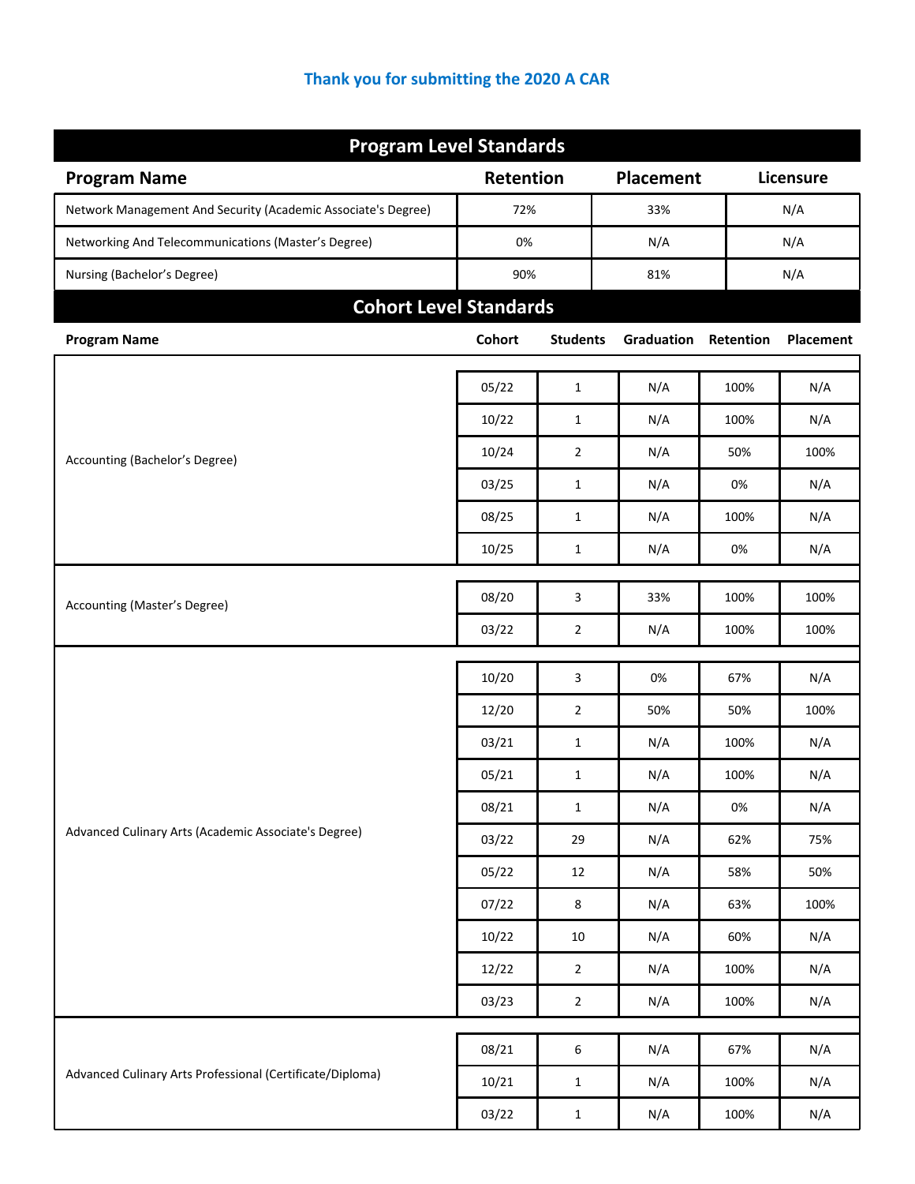### Thank you for submitting the 2020 A CAR

## Program Level Standards

| Program Name | Retention | Placement | Licensure |
|---|---|---|---|
| Network Management And Security (Academic Associate's Degree) | 72% | 33% | N/A |
| Networking And Telecommunications (Master's Degree) | 0% | N/A | N/A |
| Nursing (Bachelor's Degree) | 90% | 81% | N/A |

## Cohort Level Standards

| Program Name | Cohort | Students | Graduation | Retention | Placement |
|---|---|---|---|---|---|
| Accounting (Bachelor's Degree) | 05/22 | 1 | N/A | 100% | N/A |
| | 10/22 | 1 | N/A | 100% | N/A |
| | 10/24 | 2 | N/A | 50% | 100% |
| | 03/25 | 1 | N/A | 0% | N/A |
| | 08/25 | 1 | N/A | 100% | N/A |
| | 10/25 | 1 | N/A | 0% | N/A |
| Accounting (Master's Degree) | 08/20 | 3 | 33% | 100% | 100% |
| | 03/22 | 2 | N/A | 100% | 100% |
| Advanced Culinary Arts (Academic Associate's Degree) | 10/20 | 3 | 0% | 67% | N/A |
| | 12/20 | 2 | 50% | 50% | 100% |
| | 03/21 | 1 | N/A | 100% | N/A |
| | 05/21 | 1 | N/A | 100% | N/A |
| | 08/21 | 1 | N/A | 0% | N/A |
| | 03/22 | 29 | N/A | 62% | 75% |
| | 05/22 | 12 | N/A | 58% | 50% |
| | 07/22 | 8 | N/A | 63% | 100% |
| | 10/22 | 10 | N/A | 60% | N/A |
| | 12/22 | 2 | N/A | 100% | N/A |
| | 03/23 | 2 | N/A | 100% | N/A |
| Advanced Culinary Arts Professional (Certificate/Diploma) | 08/21 | 6 | N/A | 67% | N/A |
| | 10/21 | 1 | N/A | 100% | N/A |
| | 03/22 | 1 | N/A | 100% | N/A |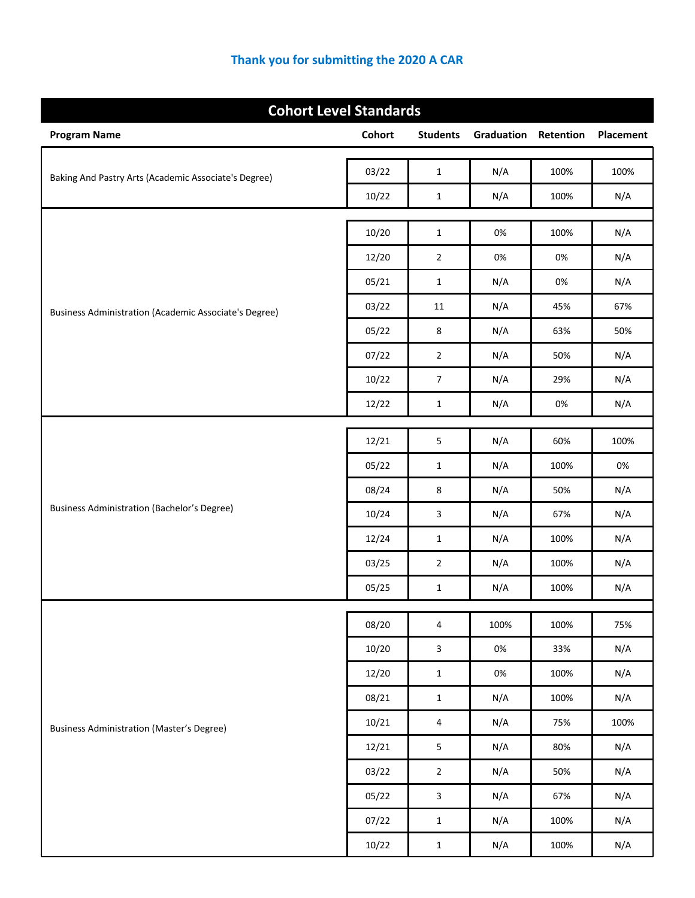**Thank you for submitting the 2020 A CAR**

## Cohort Level Standards

| Program Name | Cohort | Students | Graduation | Retention | Placement |
|---|---|---|---|---|---|
| Baking And Pastry Arts (Academic Associate's Degree) | 03/22 | 1 | N/A | 100% | 100% |
| | 10/22 | 1 | N/A | 100% | N/A |
| Business Administration (Academic Associate's Degree) | 10/20 | 1 | 0% | 100% | N/A |
| | 12/20 | 2 | 0% | 0% | N/A |
| | 05/21 | 1 | N/A | 0% | N/A |
| | 03/22 | 11 | N/A | 45% | 67% |
| | 05/22 | 8 | N/A | 63% | 50% |
| | 07/22 | 2 | N/A | 50% | N/A |
| | 10/22 | 7 | N/A | 29% | N/A |
| | 12/22 | 1 | N/A | 0% | N/A |
| Business Administration (Bachelor’s Degree) | 12/21 | 5 | N/A | 60% | 100% |
| | 05/22 | 1 | N/A | 100% | 0% |
| | 08/24 | 8 | N/A | 50% | N/A |
| | 10/24 | 3 | N/A | 67% | N/A |
| | 12/24 | 1 | N/A | 100% | N/A |
| | 03/25 | 2 | N/A | 100% | N/A |
| | 05/25 | 1 | N/A | 100% | N/A |
| Business Administration (Master’s Degree) | 08/20 | 4 | 100% | 100% | 75% |
| | 10/20 | 3 | 0% | 33% | N/A |
| | 12/20 | 1 | 0% | 100% | N/A |
| | 08/21 | 1 | N/A | 100% | N/A |
| | 10/21 | 4 | N/A | 75% | 100% |
| | 12/21 | 5 | N/A | 80% | N/A |
| | 03/22 | 2 | N/A | 50% | N/A |
| | 05/22 | 3 | N/A | 67% | N/A |
| | 07/22 | 1 | N/A | 100% | N/A |
| | 10/22 | 1 | N/A | 100% | N/A |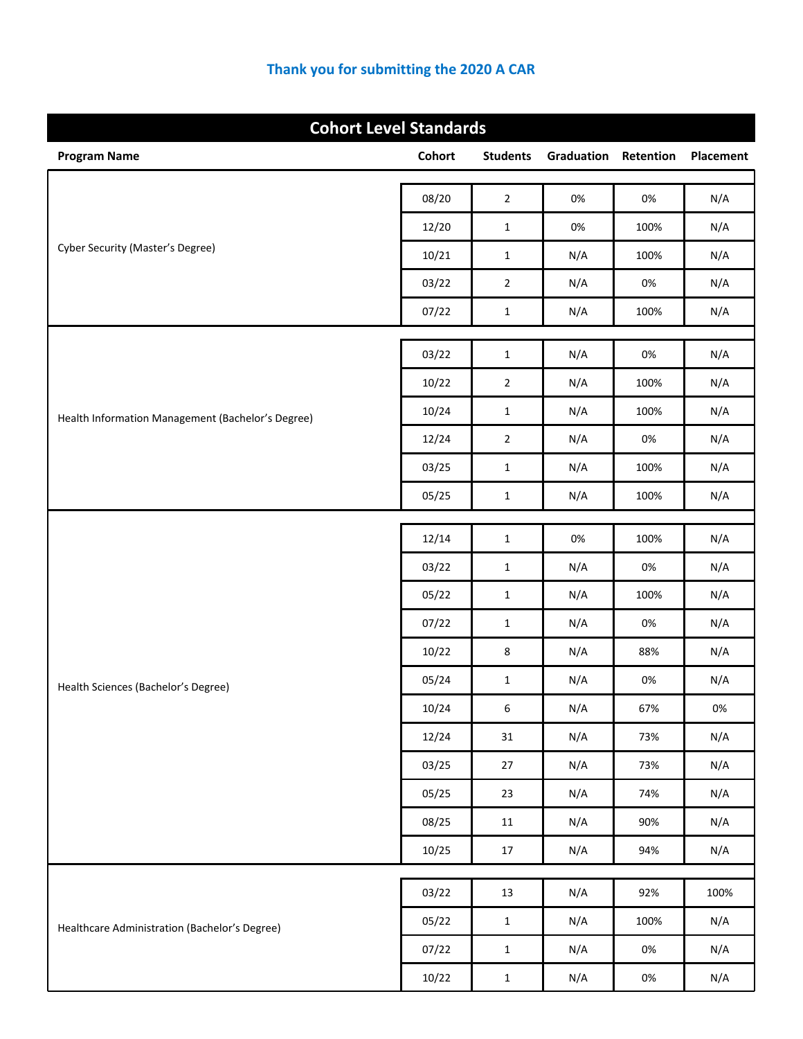**Thank you for submitting the 2020 A CAR**

## Cohort Level Standards

| Program Name | Cohort | Students | Graduation | Retention | Placement |
|---|---|---|---|---|---|
| Cyber Security (Master's Degree) | 08/20 | 2 | 0% | 0% | N/A |
| | 12/20 | 1 | 0% | 100% | N/A |
| | 10/21 | 1 | N/A | 100% | N/A |
| | 03/22 | 2 | N/A | 0% | N/A |
| | 07/22 | 1 | N/A | 100% | N/A |
| Health Information Management (Bachelor's Degree) | 03/22 | 1 | N/A | 0% | N/A |
| | 10/22 | 2 | N/A | 100% | N/A |
| | 10/24 | 1 | N/A | 100% | N/A |
| | 12/24 | 2 | N/A | 0% | N/A |
| | 03/25 | 1 | N/A | 100% | N/A |
| | 05/25 | 1 | N/A | 100% | N/A |
| Health Sciences (Bachelor's Degree) | 12/14 | 1 | 0% | 100% | N/A |
| | 03/22 | 1 | N/A | 0% | N/A |
| | 05/22 | 1 | N/A | 100% | N/A |
| | 07/22 | 1 | N/A | 0% | N/A |
| | 10/22 | 8 | N/A | 88% | N/A |
| | 05/24 | 1 | N/A | 0% | N/A |
| | 10/24 | 6 | N/A | 67% | 0% |
| | 12/24 | 31 | N/A | 73% | N/A |
| | 03/25 | 27 | N/A | 73% | N/A |
| | 05/25 | 23 | N/A | 74% | N/A |
| | 08/25 | 11 | N/A | 90% | N/A |
| | 10/25 | 17 | N/A | 94% | N/A |
| Healthcare Administration (Bachelor's Degree) | 03/22 | 13 | N/A | 92% | 100% |
| | 05/22 | 1 | N/A | 100% | N/A |
| | 07/22 | 1 | N/A | 0% | N/A |
| | 10/22 | 1 | N/A | 0% | N/A |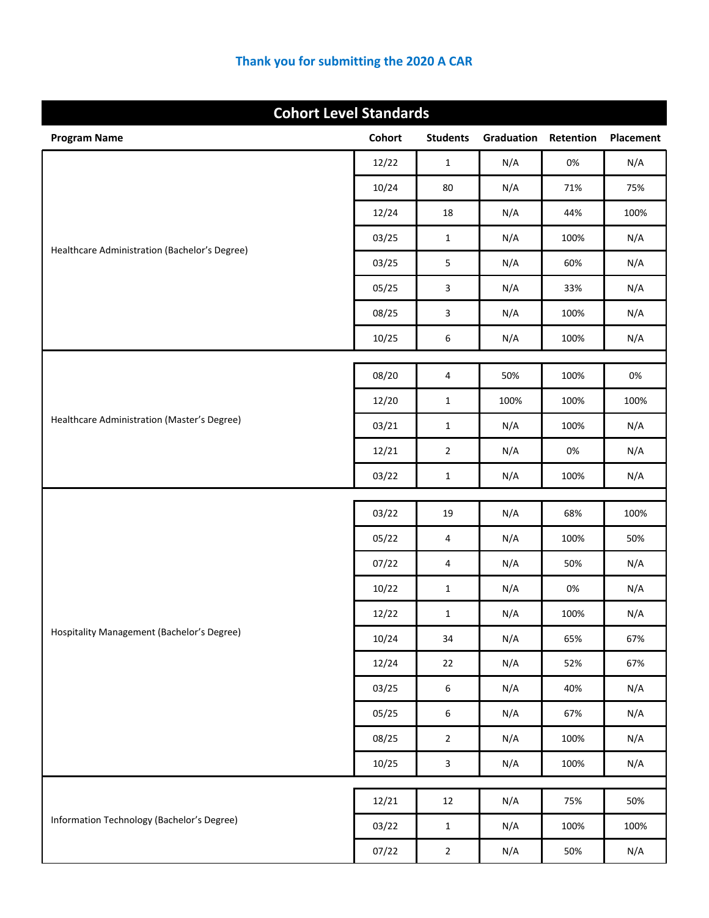### Thank you for submitting the 2020 A CAR

## Cohort Level Standards

| Program Name | Cohort | Students | Graduation | Retention | Placement |
| --- | --- | --- | --- | --- | --- |
| Healthcare Administration (Bachelor’s Degree) | 12/22 | 1 | N/A | 0% | N/A |
| | 10/24 | 80 | N/A | 71% | 75% |
| | 12/24 | 18 | N/A | 44% | 100% |
| | 03/25 | 1 | N/A | 100% | N/A |
| | 03/25 | 5 | N/A | 60% | N/A |
| | 05/25 | 3 | N/A | 33% | N/A |
| | 08/25 | 3 | N/A | 100% | N/A |
| | 10/25 | 6 | N/A | 100% | N/A |
| Healthcare Administration (Master’s Degree) | 08/20 | 4 | 50% | 100% | 0% |
| | 12/20 | 1 | 100% | 100% | 100% |
| | 03/21 | 1 | N/A | 100% | N/A |
| | 12/21 | 2 | N/A | 0% | N/A |
| | 03/22 | 1 | N/A | 100% | N/A |
| Hospitality Management (Bachelor’s Degree) | 03/22 | 19 | N/A | 68% | 100% |
| | 05/22 | 4 | N/A | 100% | 50% |
| | 07/22 | 4 | N/A | 50% | N/A |
| | 10/22 | 1 | N/A | 0% | N/A |
| | 12/22 | 1 | N/A | 100% | N/A |
| | 10/24 | 34 | N/A | 65% | 67% |
| | 12/24 | 22 | N/A | 52% | 67% |
| | 03/25 | 6 | N/A | 40% | N/A |
| | 05/25 | 6 | N/A | 67% | N/A |
| | 08/25 | 2 | N/A | 100% | N/A |
| | 10/25 | 3 | N/A | 100% | N/A |
| Information Technology (Bachelor’s Degree) | 12/21 | 12 | N/A | 75% | 50% |
| | 03/22 | 1 | N/A | 100% | 100% |
| | 07/22 | 2 | N/A | 50% | N/A |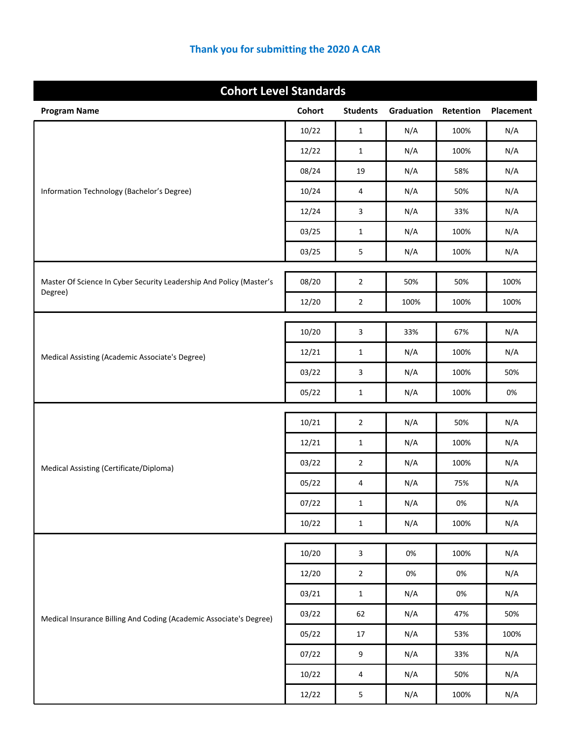**Thank you for submitting the 2020 A CAR**

## Cohort Level Standards

| Program Name | Cohort | Students | Graduation | Retention | Placement |
|---|---|---|---|---|---|
| Information Technology (Bachelor's Degree) | 10/22 | 1 | N/A | 100% | N/A |
| | 12/22 | 1 | N/A | 100% | N/A |
| | 08/24 | 19 | N/A | 58% | N/A |
| | 10/24 | 4 | N/A | 50% | N/A |
| | 12/24 | 3 | N/A | 33% | N/A |
| | 03/25 | 1 | N/A | 100% | N/A |
| | 03/25 | 5 | N/A | 100% | N/A |
| Master Of Science In Cyber Security Leadership And Policy (Master's Degree) | 08/20 | 2 | 50% | 50% | 100% |
| | 12/20 | 2 | 100% | 100% | 100% |
| Medical Assisting (Academic Associate's Degree) | 10/20 | 3 | 33% | 67% | N/A |
| | 12/21 | 1 | N/A | 100% | N/A |
| | 03/22 | 3 | N/A | 100% | 50% |
| | 05/22 | 1 | N/A | 100% | 0% |
| Medical Assisting (Certificate/Diploma) | 10/21 | 2 | N/A | 50% | N/A |
| | 12/21 | 1 | N/A | 100% | N/A |
| | 03/22 | 2 | N/A | 100% | N/A |
| | 05/22 | 4 | N/A | 75% | N/A |
| | 07/22 | 1 | N/A | 0% | N/A |
| | 10/22 | 1 | N/A | 100% | N/A |
| Medical Insurance Billing And Coding (Academic Associate's Degree) | 10/20 | 3 | 0% | 100% | N/A |
| | 12/20 | 2 | 0% | 0% | N/A |
| | 03/21 | 1 | N/A | 0% | N/A |
| | 03/22 | 62 | N/A | 47% | 50% |
| | 05/22 | 17 | N/A | 53% | 100% |
| | 07/22 | 9 | N/A | 33% | N/A |
| | 10/22 | 4 | N/A | 50% | N/A |
| | 12/22 | 5 | N/A | 100% | N/A |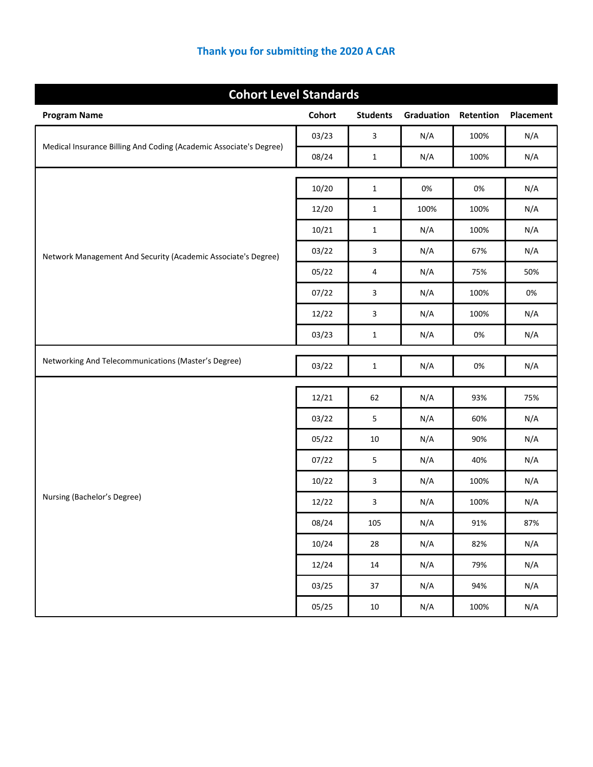Thank you for submitting the 2020 A CAR

## Cohort Level Standards

| Program Name | Cohort | Students | Graduation | Retention | Placement |
|---|---|---|---|---|---|
| Medical Insurance Billing And Coding (Academic Associate's Degree) | 03/23 | 3 | N/A | 100% | N/A |
| | 08/24 | 1 | N/A | 100% | N/A |
| Network Management And Security (Academic Associate's Degree) | 10/20 | 1 | 0% | 0% | N/A |
| | 12/20 | 1 | 100% | 100% | N/A |
| | 10/21 | 1 | N/A | 100% | N/A |
| | 03/22 | 3 | N/A | 67% | N/A |
| | 05/22 | 4 | N/A | 75% | 50% |
| | 07/22 | 3 | N/A | 100% | 0% |
| | 12/22 | 3 | N/A | 100% | N/A |
| | 03/23 | 1 | N/A | 0% | N/A |
| Networking And Telecommunications (Master's Degree) | 03/22 | 1 | N/A | 0% | N/A |
| Nursing (Bachelor's Degree) | 12/21 | 62 | N/A | 93% | 75% |
| | 03/22 | 5 | N/A | 60% | N/A |
| | 05/22 | 10 | N/A | 90% | N/A |
| | 07/22 | 5 | N/A | 40% | N/A |
| | 10/22 | 3 | N/A | 100% | N/A |
| | 12/22 | 3 | N/A | 100% | N/A |
| | 08/24 | 105 | N/A | 91% | 87% |
| | 10/24 | 28 | N/A | 82% | N/A |
| | 12/24 | 14 | N/A | 79% | N/A |
| | 03/25 | 37 | N/A | 94% | N/A |
| | 05/25 | 10 | N/A | 100% | N/A |